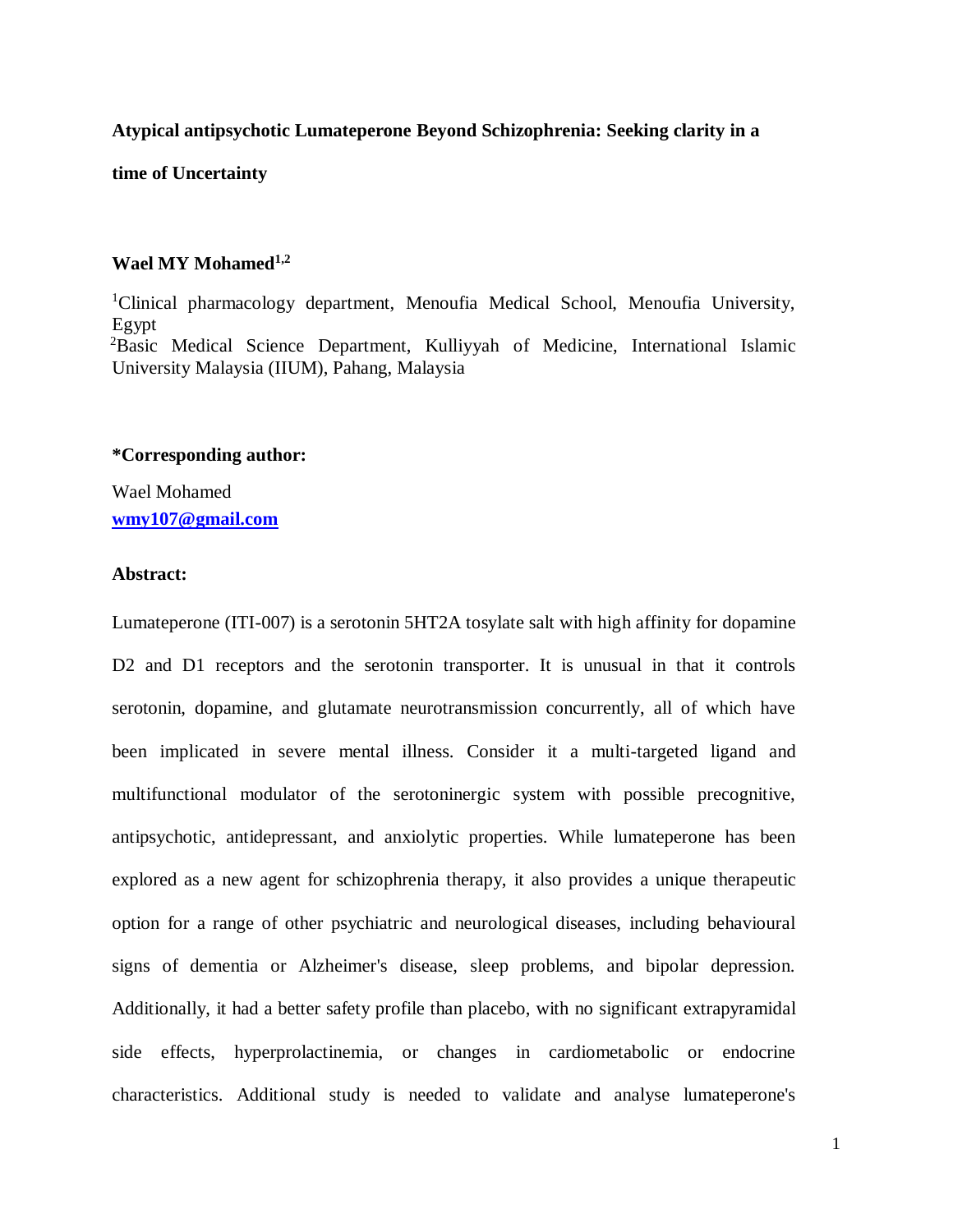# Atypical antipsychotic Lumateperone Beyond Schizophrenia: Seeking clarity in a time of Uncertainty

**Wael MY Mohamed**[1,2]

[1]Clinical pharmacology department, Menoufia Medical School, Menoufia University, Egypt
[2]Basic Medical Science Department, Kulliyyah of Medicine, International Islamic University Malaysia (IIUM), Pahang, Malaysia

**\*Corresponding author:**

Wael Mohamed
**wmy107@gmail.com**

**Abstract:**

Lumateperone (ITI-007) is a serotonin 5HT2A tosylate salt with high affinity for dopamine D2 and D1 receptors and the serotonin transporter. It is unusual in that it controls serotonin, dopamine, and glutamate neurotransmission concurrently, all of which have been implicated in severe mental illness. Consider it a multi-targeted ligand and multifunctional modulator of the serotoninergic system with possible precognitive, antipsychotic, antidepressant, and anxiolytic properties. While lumateperone has been explored as a new agent for schizophrenia therapy, it also provides a unique therapeutic option for a range of other psychiatric and neurological diseases, including behavioural signs of dementia or Alzheimer's disease, sleep problems, and bipolar depression. Additionally, it had a better safety profile than placebo, with no significant extrapyramidal side effects, hyperprolactinemia, or changes in cardiometabolic or endocrine characteristics. Additional study is needed to validate and analyse lumateperone's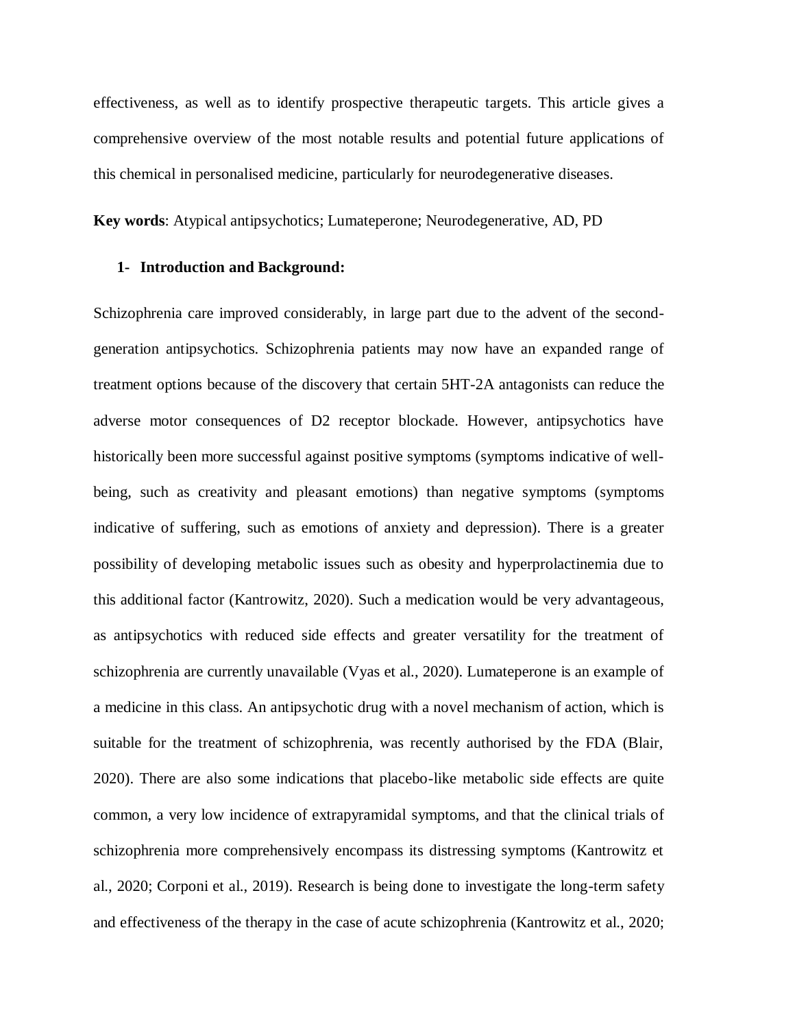effectiveness, as well as to identify prospective therapeutic targets. This article gives a comprehensive overview of the most notable results and potential future applications of this chemical in personalised medicine, particularly for neurodegenerative diseases.

**Key words**: Atypical antipsychotics; Lumateperone; Neurodegenerative, AD, PD

## 1- Introduction and Background:

Schizophrenia care improved considerably, in large part due to the advent of the second-generation antipsychotics. Schizophrenia patients may now have an expanded range of treatment options because of the discovery that certain 5HT-2A antagonists can reduce the adverse motor consequences of D2 receptor blockade. However, antipsychotics have historically been more successful against positive symptoms (symptoms indicative of well-being, such as creativity and pleasant emotions) than negative symptoms (symptoms indicative of suffering, such as emotions of anxiety and depression). There is a greater possibility of developing metabolic issues such as obesity and hyperprolactinemia due to this additional factor (Kantrowitz, 2020). Such a medication would be very advantageous, as antipsychotics with reduced side effects and greater versatility for the treatment of schizophrenia are currently unavailable (Vyas et al., 2020). Lumateperone is an example of a medicine in this class. An antipsychotic drug with a novel mechanism of action, which is suitable for the treatment of schizophrenia, was recently authorised by the FDA (Blair, 2020). There are also some indications that placebo-like metabolic side effects are quite common, a very low incidence of extrapyramidal symptoms, and that the clinical trials of schizophrenia more comprehensively encompass its distressing symptoms (Kantrowitz et al., 2020; Corponi et al., 2019). Research is being done to investigate the long-term safety and effectiveness of the therapy in the case of acute schizophrenia (Kantrowitz et al., 2020;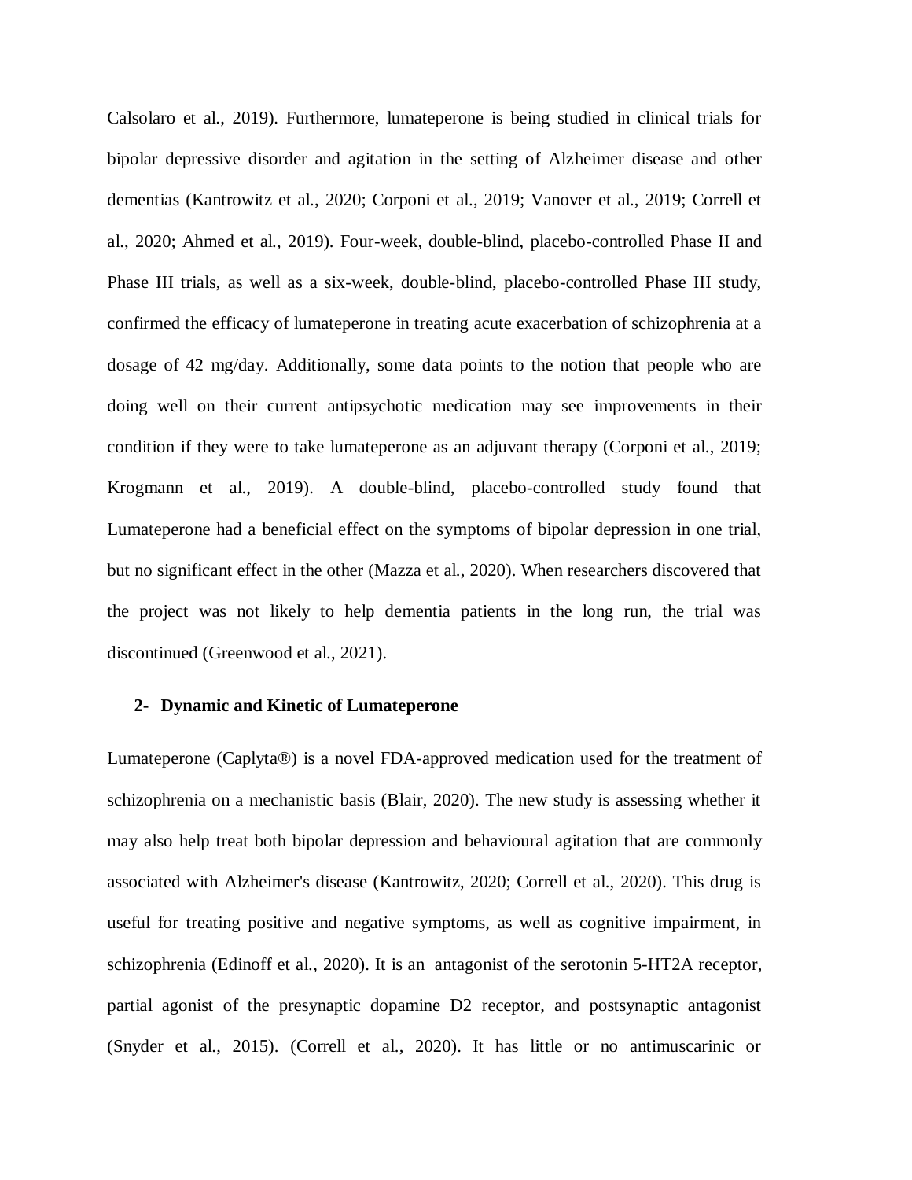Calsolaro et al., 2019). Furthermore, lumateperone is being studied in clinical trials for bipolar depressive disorder and agitation in the setting of Alzheimer disease and other dementias (Kantrowitz et al., 2020; Corponi et al., 2019; Vanover et al., 2019; Correll et al., 2020; Ahmed et al., 2019). Four-week, double-blind, placebo-controlled Phase II and Phase III trials, as well as a six-week, double-blind, placebo-controlled Phase III study, confirmed the efficacy of lumateperone in treating acute exacerbation of schizophrenia at a dosage of 42 mg/day. Additionally, some data points to the notion that people who are doing well on their current antipsychotic medication may see improvements in their condition if they were to take lumateperone as an adjuvant therapy (Corponi et al., 2019; Krogmann et al., 2019). A double-blind, placebo-controlled study found that Lumateperone had a beneficial effect on the symptoms of bipolar depression in one trial, but no significant effect in the other (Mazza et al., 2020). When researchers discovered that the project was not likely to help dementia patients in the long run, the trial was discontinued (Greenwood et al., 2021).

## 2- Dynamic and Kinetic of Lumateperone

Lumateperone (Caplyta®) is a novel FDA-approved medication used for the treatment of schizophrenia on a mechanistic basis (Blair, 2020). The new study is assessing whether it may also help treat both bipolar depression and behavioural agitation that are commonly associated with Alzheimer's disease (Kantrowitz, 2020; Correll et al., 2020). This drug is useful for treating positive and negative symptoms, as well as cognitive impairment, in schizophrenia (Edinoff et al., 2020). It is an antagonist of the serotonin 5-HT2A receptor, partial agonist of the presynaptic dopamine D2 receptor, and postsynaptic antagonist (Snyder et al., 2015). (Correll et al., 2020). It has little or no antimuscarinic or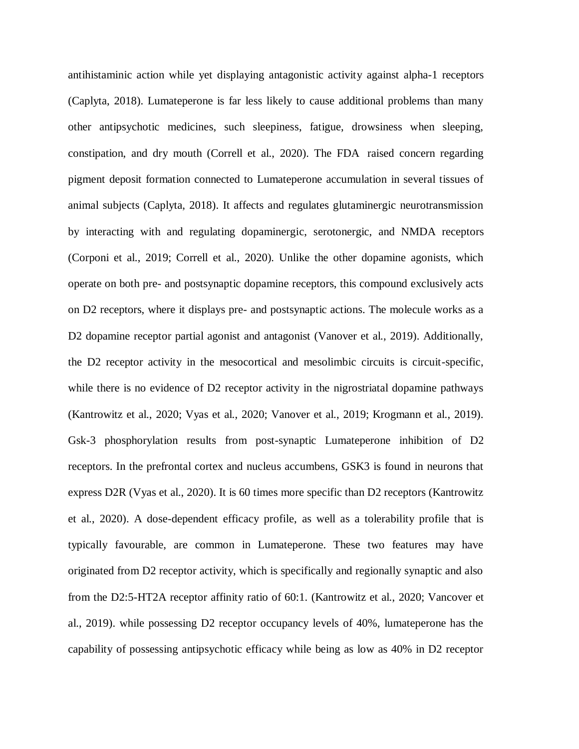antihistaminic action while yet displaying antagonistic activity against alpha-1 receptors (Caplyta, 2018). Lumateperone is far less likely to cause additional problems than many other antipsychotic medicines, such sleepiness, fatigue, drowsiness when sleeping, constipation, and dry mouth (Correll et al., 2020). The FDA raised concern regarding pigment deposit formation connected to Lumateperone accumulation in several tissues of animal subjects (Caplyta, 2018). It affects and regulates glutaminergic neurotransmission by interacting with and regulating dopaminergic, serotonergic, and NMDA receptors (Corponi et al., 2019; Correll et al., 2020). Unlike the other dopamine agonists, which operate on both pre- and postsynaptic dopamine receptors, this compound exclusively acts on D2 receptors, where it displays pre- and postsynaptic actions. The molecule works as a D2 dopamine receptor partial agonist and antagonist (Vanover et al., 2019). Additionally, the D2 receptor activity in the mesocortical and mesolimbic circuits is circuit-specific, while there is no evidence of D2 receptor activity in the nigrostriatal dopamine pathways (Kantrowitz et al., 2020; Vyas et al., 2020; Vanover et al., 2019; Krogmann et al., 2019). Gsk-3 phosphorylation results from post-synaptic Lumateperone inhibition of D2 receptors. In the prefrontal cortex and nucleus accumbens, GSK3 is found in neurons that express D2R (Vyas et al., 2020). It is 60 times more specific than D2 receptors (Kantrowitz et al., 2020). A dose-dependent efficacy profile, as well as a tolerability profile that is typically favourable, are common in Lumateperone. These two features may have originated from D2 receptor activity, which is specifically and regionally synaptic and also from the D2:5-HT2A receptor affinity ratio of 60:1. (Kantrowitz et al., 2020; Vancover et al., 2019). while possessing D2 receptor occupancy levels of 40%, lumateperone has the capability of possessing antipsychotic efficacy while being as low as 40% in D2 receptor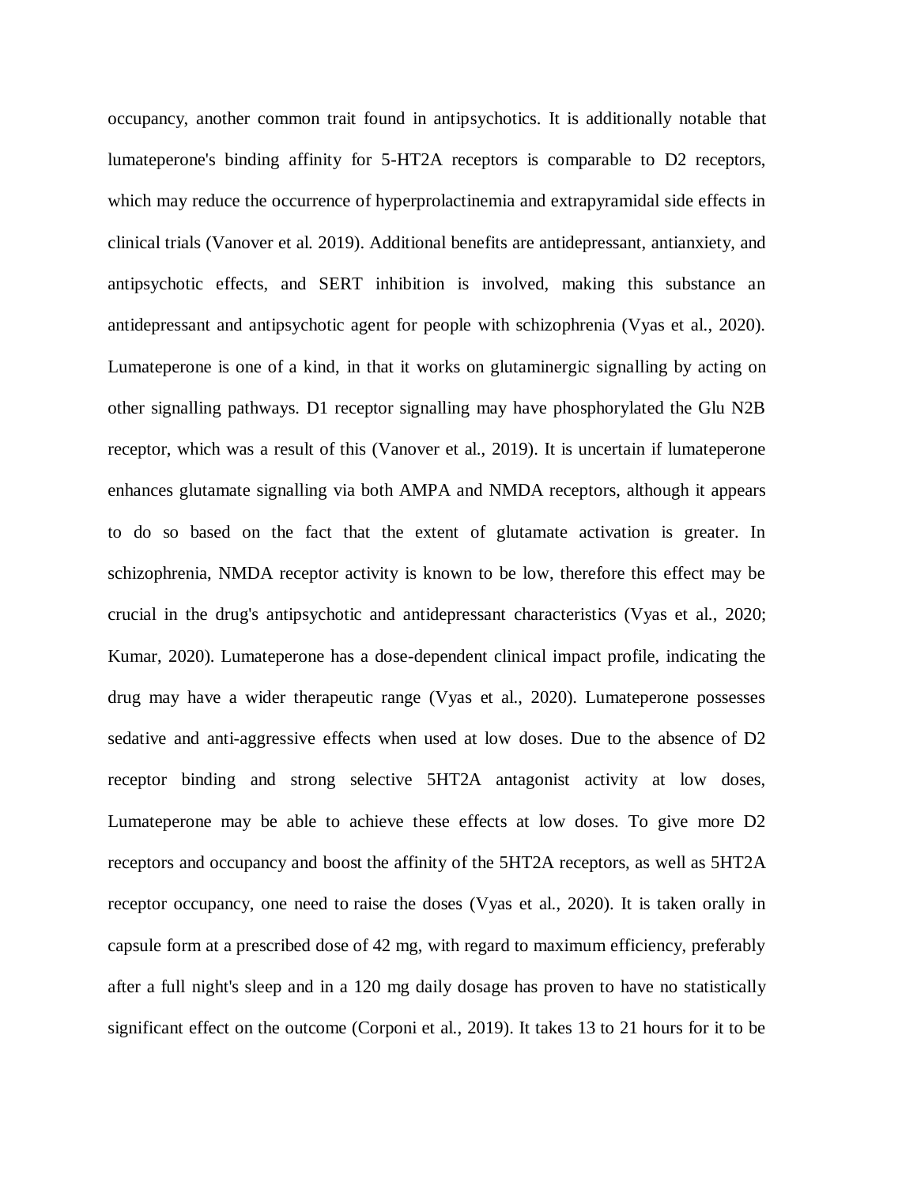occupancy, another common trait found in antipsychotics. It is additionally notable that lumateperone's binding affinity for 5-HT2A receptors is comparable to D2 receptors, which may reduce the occurrence of hyperprolactinemia and extrapyramidal side effects in clinical trials (Vanover et al. 2019). Additional benefits are antidepressant, antianxiety, and antipsychotic effects, and SERT inhibition is involved, making this substance an antidepressant and antipsychotic agent for people with schizophrenia (Vyas et al., 2020). Lumateperone is one of a kind, in that it works on glutaminergic signalling by acting on other signalling pathways. D1 receptor signalling may have phosphorylated the Glu N2B receptor, which was a result of this (Vanover et al., 2019). It is uncertain if lumateperone enhances glutamate signalling via both AMPA and NMDA receptors, although it appears to do so based on the fact that the extent of glutamate activation is greater. In schizophrenia, NMDA receptor activity is known to be low, therefore this effect may be crucial in the drug's antipsychotic and antidepressant characteristics (Vyas et al., 2020; Kumar, 2020). Lumateperone has a dose-dependent clinical impact profile, indicating the drug may have a wider therapeutic range (Vyas et al., 2020). Lumateperone possesses sedative and anti-aggressive effects when used at low doses. Due to the absence of D2 receptor binding and strong selective 5HT2A antagonist activity at low doses, Lumateperone may be able to achieve these effects at low doses. To give more D2 receptors and occupancy and boost the affinity of the 5HT2A receptors, as well as 5HT2A receptor occupancy, one need to raise the doses (Vyas et al., 2020). It is taken orally in capsule form at a prescribed dose of 42 mg, with regard to maximum efficiency, preferably after a full night's sleep and in a 120 mg daily dosage has proven to have no statistically significant effect on the outcome (Corponi et al., 2019). It takes 13 to 21 hours for it to be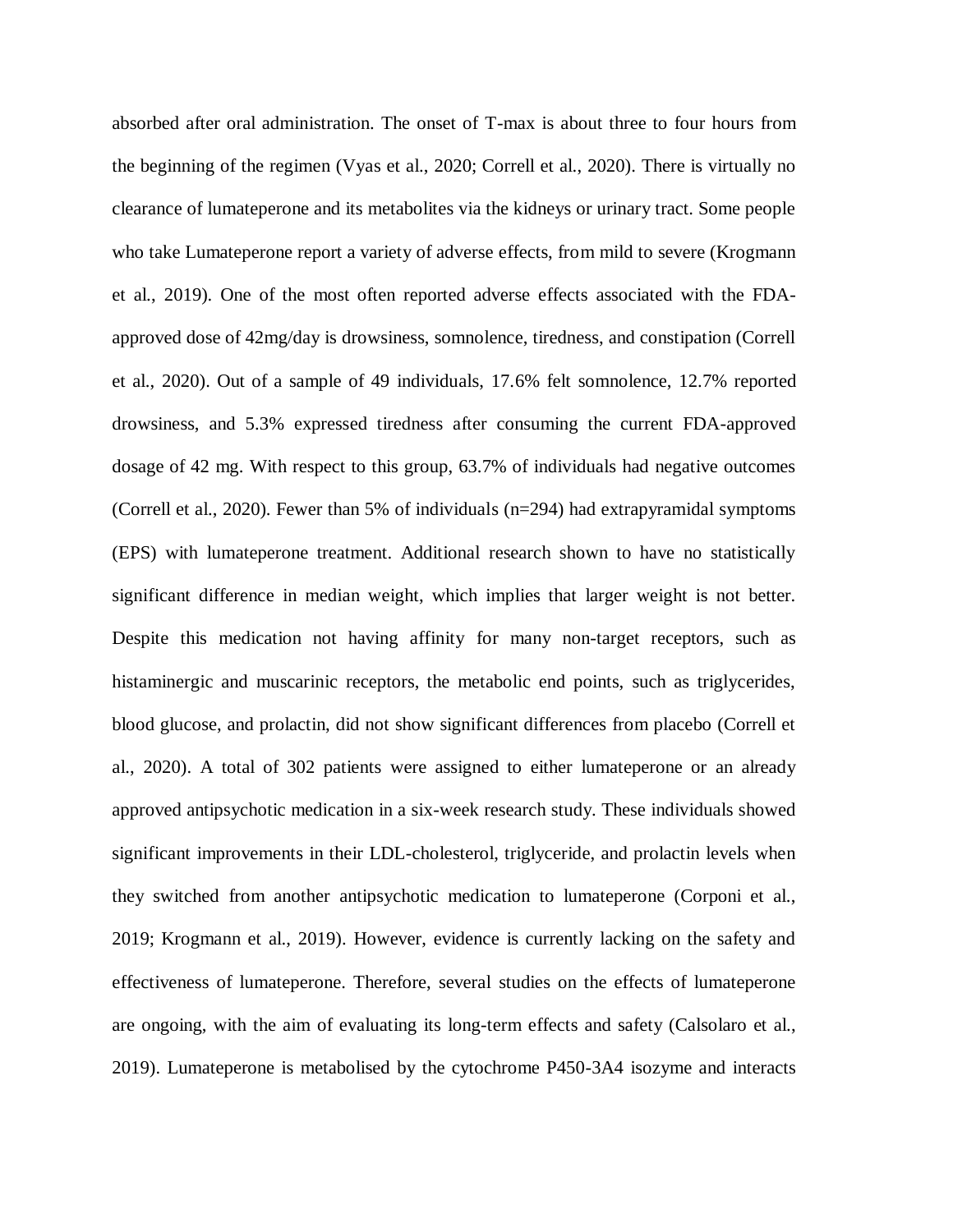absorbed after oral administration. The onset of T-max is about three to four hours from the beginning of the regimen (Vyas et al., 2020; Correll et al., 2020). There is virtually no clearance of lumateperone and its metabolites via the kidneys or urinary tract. Some people who take Lumateperone report a variety of adverse effects, from mild to severe (Krogmann et al., 2019). One of the most often reported adverse effects associated with the FDA-approved dose of 42mg/day is drowsiness, somnolence, tiredness, and constipation (Correll et al., 2020). Out of a sample of 49 individuals, 17.6% felt somnolence, 12.7% reported drowsiness, and 5.3% expressed tiredness after consuming the current FDA-approved dosage of 42 mg. With respect to this group, 63.7% of individuals had negative outcomes (Correll et al., 2020). Fewer than 5% of individuals (n=294) had extrapyramidal symptoms (EPS) with lumateperone treatment. Additional research shown to have no statistically significant difference in median weight, which implies that larger weight is not better. Despite this medication not having affinity for many non-target receptors, such as histaminergic and muscarinic receptors, the metabolic end points, such as triglycerides, blood glucose, and prolactin, did not show significant differences from placebo (Correll et al., 2020). A total of 302 patients were assigned to either lumateperone or an already approved antipsychotic medication in a six-week research study. These individuals showed significant improvements in their LDL-cholesterol, triglyceride, and prolactin levels when they switched from another antipsychotic medication to lumateperone (Corponi et al., 2019; Krogmann et al., 2019). However, evidence is currently lacking on the safety and effectiveness of lumateperone. Therefore, several studies on the effects of lumateperone are ongoing, with the aim of evaluating its long-term effects and safety (Calsolaro et al., 2019). Lumateperone is metabolised by the cytochrome P450-3A4 isozyme and interacts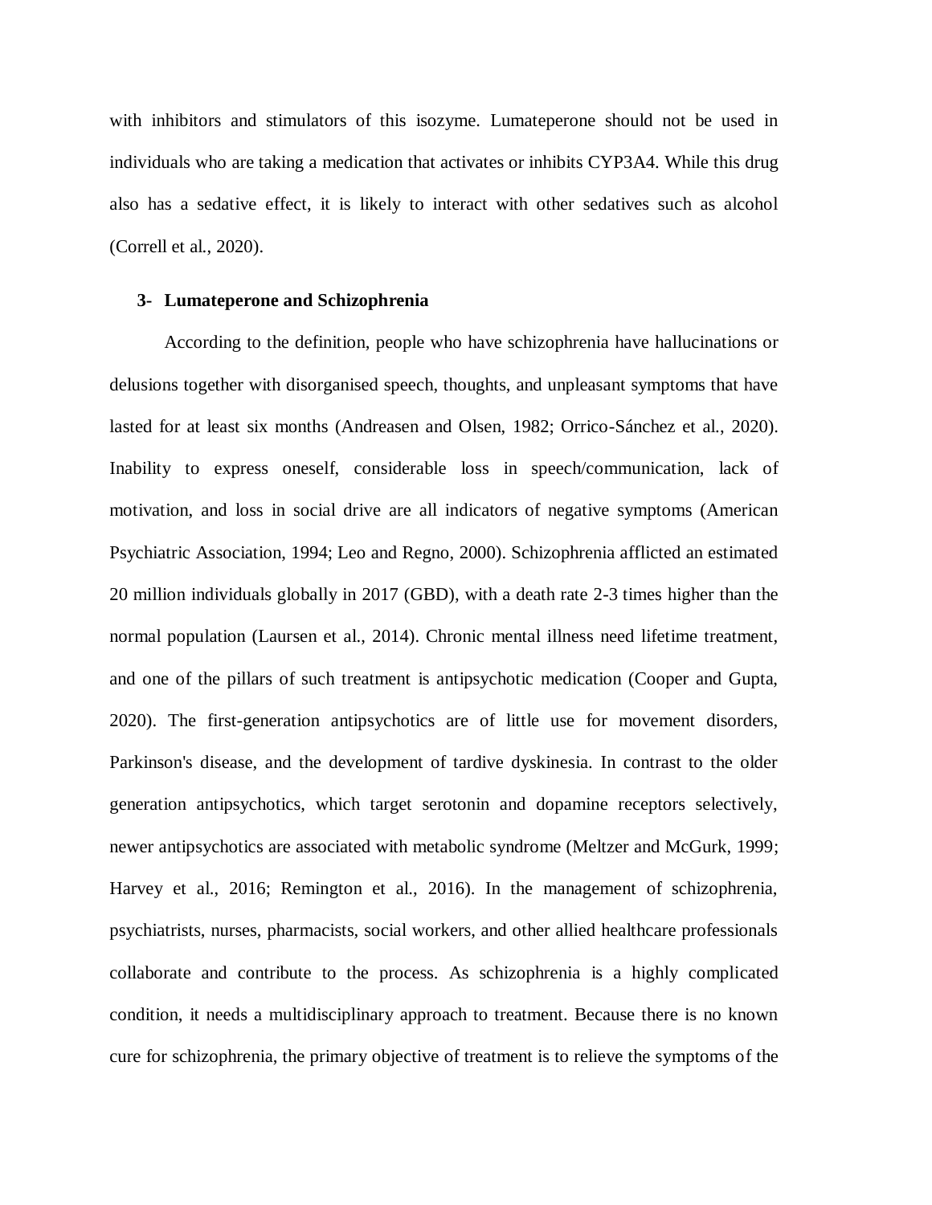with inhibitors and stimulators of this isozyme. Lumateperone should not be used in individuals who are taking a medication that activates or inhibits CYP3A4. While this drug also has a sedative effect, it is likely to interact with other sedatives such as alcohol (Correll et al., 2020).

## 3- Lumateperone and Schizophrenia

According to the definition, people who have schizophrenia have hallucinations or delusions together with disorganised speech, thoughts, and unpleasant symptoms that have lasted for at least six months (Andreasen and Olsen, 1982; Orrico-Sánchez et al., 2020). Inability to express oneself, considerable loss in speech/communication, lack of motivation, and loss in social drive are all indicators of negative symptoms (American Psychiatric Association, 1994; Leo and Regno, 2000). Schizophrenia afflicted an estimated 20 million individuals globally in 2017 (GBD), with a death rate 2-3 times higher than the normal population (Laursen et al., 2014). Chronic mental illness need lifetime treatment, and one of the pillars of such treatment is antipsychotic medication (Cooper and Gupta, 2020). The first-generation antipsychotics are of little use for movement disorders, Parkinson's disease, and the development of tardive dyskinesia. In contrast to the older generation antipsychotics, which target serotonin and dopamine receptors selectively, newer antipsychotics are associated with metabolic syndrome (Meltzer and McGurk, 1999; Harvey et al., 2016; Remington et al., 2016). In the management of schizophrenia, psychiatrists, nurses, pharmacists, social workers, and other allied healthcare professionals collaborate and contribute to the process. As schizophrenia is a highly complicated condition, it needs a multidisciplinary approach to treatment. Because there is no known cure for schizophrenia, the primary objective of treatment is to relieve the symptoms of the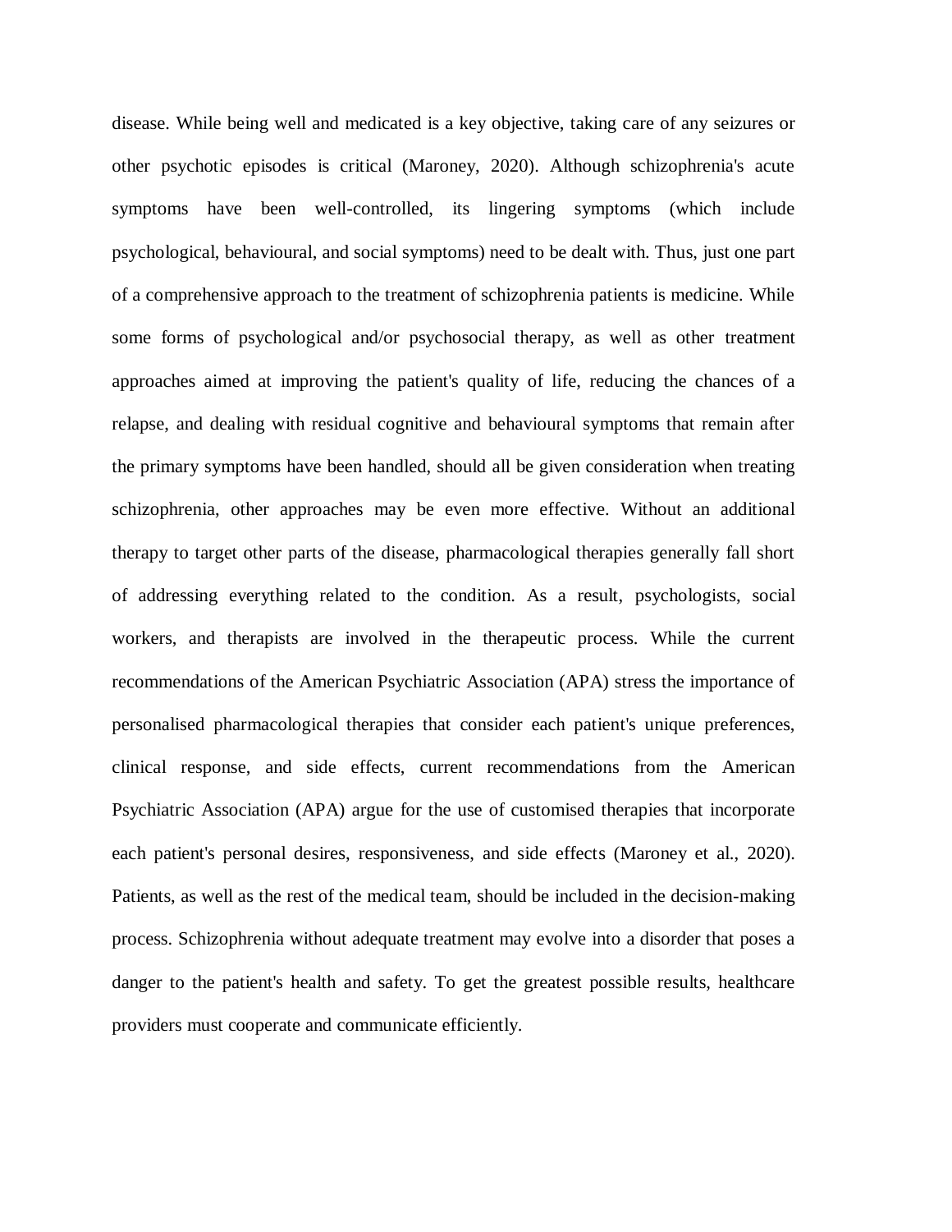disease. While being well and medicated is a key objective, taking care of any seizures or other psychotic episodes is critical (Maroney, 2020). Although schizophrenia's acute symptoms have been well-controlled, its lingering symptoms (which include psychological, behavioural, and social symptoms) need to be dealt with. Thus, just one part of a comprehensive approach to the treatment of schizophrenia patients is medicine. While some forms of psychological and/or psychosocial therapy, as well as other treatment approaches aimed at improving the patient's quality of life, reducing the chances of a relapse, and dealing with residual cognitive and behavioural symptoms that remain after the primary symptoms have been handled, should all be given consideration when treating schizophrenia, other approaches may be even more effective. Without an additional therapy to target other parts of the disease, pharmacological therapies generally fall short of addressing everything related to the condition. As a result, psychologists, social workers, and therapists are involved in the therapeutic process. While the current recommendations of the American Psychiatric Association (APA) stress the importance of personalised pharmacological therapies that consider each patient's unique preferences, clinical response, and side effects, current recommendations from the American Psychiatric Association (APA) argue for the use of customised therapies that incorporate each patient's personal desires, responsiveness, and side effects (Maroney et al., 2020). Patients, as well as the rest of the medical team, should be included in the decision-making process. Schizophrenia without adequate treatment may evolve into a disorder that poses a danger to the patient's health and safety. To get the greatest possible results, healthcare providers must cooperate and communicate efficiently.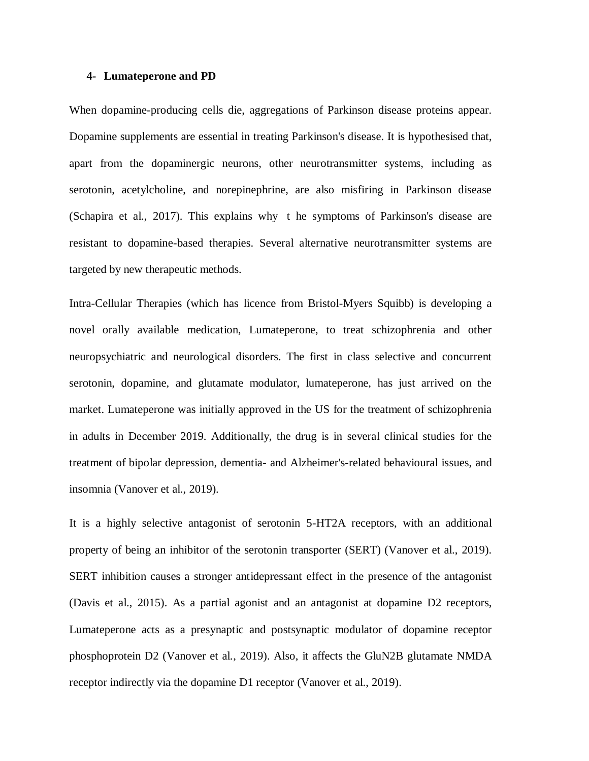### 4- Lumateperone and PD

When dopamine-producing cells die, aggregations of Parkinson disease proteins appear. Dopamine supplements are essential in treating Parkinson's disease. It is hypothesised that, apart from the dopaminergic neurons, other neurotransmitter systems, including as serotonin, acetylcholine, and norepinephrine, are also misfiring in Parkinson disease (Schapira et al., 2017). This explains why t he symptoms of Parkinson's disease are resistant to dopamine-based therapies. Several alternative neurotransmitter systems are targeted by new therapeutic methods.

Intra-Cellular Therapies (which has licence from Bristol-Myers Squibb) is developing a novel orally available medication, Lumateperone, to treat schizophrenia and other neuropsychiatric and neurological disorders. The first in class selective and concurrent serotonin, dopamine, and glutamate modulator, lumateperone, has just arrived on the market. Lumateperone was initially approved in the US for the treatment of schizophrenia in adults in December 2019. Additionally, the drug is in several clinical studies for the treatment of bipolar depression, dementia- and Alzheimer's-related behavioural issues, and insomnia (Vanover et al., 2019).

It is a highly selective antagonist of serotonin 5-HT2A receptors, with an additional property of being an inhibitor of the serotonin transporter (SERT) (Vanover et al., 2019). SERT inhibition causes a stronger antidepressant effect in the presence of the antagonist (Davis et al., 2015). As a partial agonist and an antagonist at dopamine D2 receptors, Lumateperone acts as a presynaptic and postsynaptic modulator of dopamine receptor phosphoprotein D2 (Vanover et al., 2019). Also, it affects the GluN2B glutamate NMDA receptor indirectly via the dopamine D1 receptor (Vanover et al., 2019).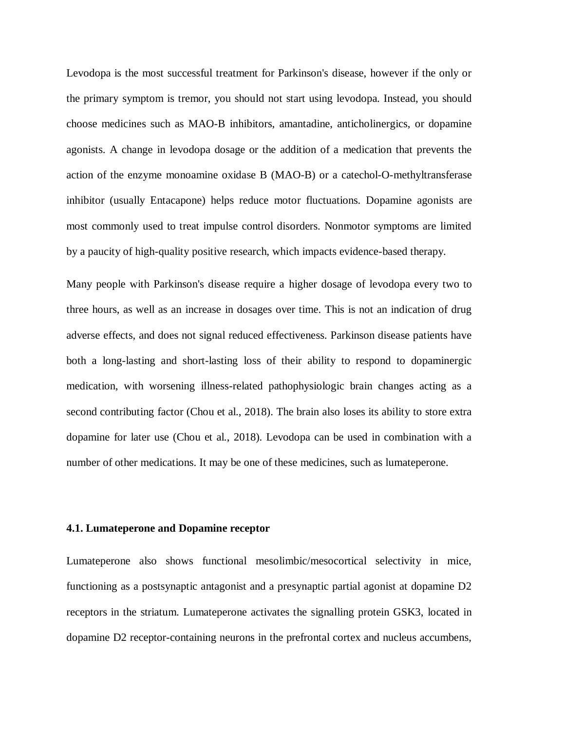Levodopa is the most successful treatment for Parkinson's disease, however if the only or the primary symptom is tremor, you should not start using levodopa. Instead, you should choose medicines such as MAO-B inhibitors, amantadine, anticholinergics, or dopamine agonists. A change in levodopa dosage or the addition of a medication that prevents the action of the enzyme monoamine oxidase B (MAO-B) or a catechol-O-methyltransferase inhibitor (usually Entacapone) helps reduce motor fluctuations. Dopamine agonists are most commonly used to treat impulse control disorders. Nonmotor symptoms are limited by a paucity of high-quality positive research, which impacts evidence-based therapy.

Many people with Parkinson's disease require a higher dosage of levodopa every two to three hours, as well as an increase in dosages over time. This is not an indication of drug adverse effects, and does not signal reduced effectiveness. Parkinson disease patients have both a long-lasting and short-lasting loss of their ability to respond to dopaminergic medication, with worsening illness-related pathophysiologic brain changes acting as a second contributing factor (Chou et al., 2018). The brain also loses its ability to store extra dopamine for later use (Chou et al., 2018). Levodopa can be used in combination with a number of other medications. It may be one of these medicines, such as lumateperone.

### 4.1. Lumateperone and Dopamine receptor

Lumateperone also shows functional mesolimbic/mesocortical selectivity in mice, functioning as a postsynaptic antagonist and a presynaptic partial agonist at dopamine D2 receptors in the striatum. Lumateperone activates the signalling protein GSK3, located in dopamine D2 receptor-containing neurons in the prefrontal cortex and nucleus accumbens,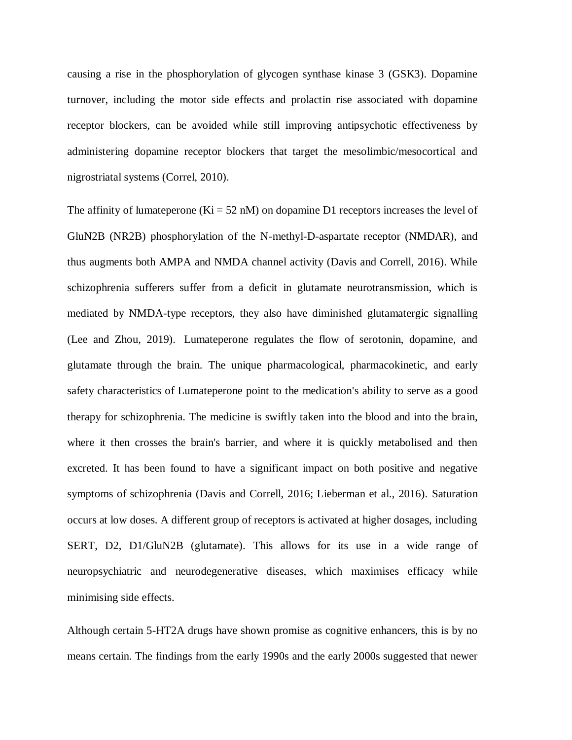causing a rise in the phosphorylation of glycogen synthase kinase 3 (GSK3). Dopamine turnover, including the motor side effects and prolactin rise associated with dopamine receptor blockers, can be avoided while still improving antipsychotic effectiveness by administering dopamine receptor blockers that target the mesolimbic/mesocortical and nigrostriatal systems (Correl, 2010).

The affinity of lumateperone (Ki = 52 nM) on dopamine D1 receptors increases the level of GluN2B (NR2B) phosphorylation of the N-methyl-D-aspartate receptor (NMDAR), and thus augments both AMPA and NMDA channel activity (Davis and Correll, 2016). While schizophrenia sufferers suffer from a deficit in glutamate neurotransmission, which is mediated by NMDA-type receptors, they also have diminished glutamatergic signalling (Lee and Zhou, 2019). Lumateperone regulates the flow of serotonin, dopamine, and glutamate through the brain. The unique pharmacological, pharmacokinetic, and early safety characteristics of Lumateperone point to the medication's ability to serve as a good therapy for schizophrenia. The medicine is swiftly taken into the blood and into the brain, where it then crosses the brain's barrier, and where it is quickly metabolised and then excreted. It has been found to have a significant impact on both positive and negative symptoms of schizophrenia (Davis and Correll, 2016; Lieberman et al., 2016). Saturation occurs at low doses. A different group of receptors is activated at higher dosages, including SERT, D2, D1/GluN2B (glutamate). This allows for its use in a wide range of neuropsychiatric and neurodegenerative diseases, which maximises efficacy while minimising side effects.

Although certain 5-HT2A drugs have shown promise as cognitive enhancers, this is by no means certain. The findings from the early 1990s and the early 2000s suggested that newer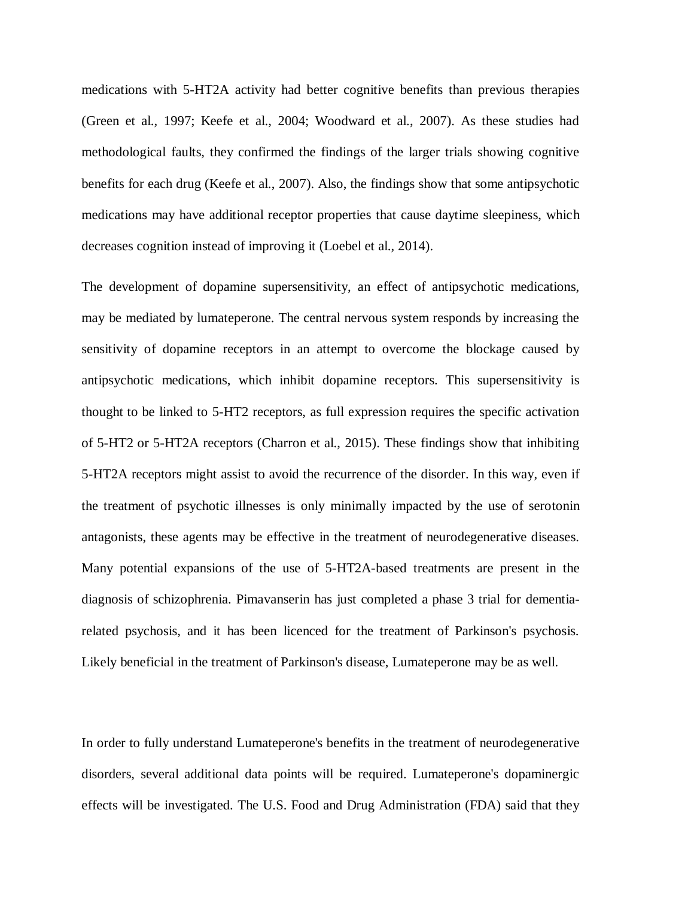medications with 5-HT2A activity had better cognitive benefits than previous therapies (Green et al., 1997; Keefe et al., 2004; Woodward et al., 2007). As these studies had methodological faults, they confirmed the findings of the larger trials showing cognitive benefits for each drug (Keefe et al., 2007). Also, the findings show that some antipsychotic medications may have additional receptor properties that cause daytime sleepiness, which decreases cognition instead of improving it (Loebel et al., 2014).

The development of dopamine supersensitivity, an effect of antipsychotic medications, may be mediated by lumateperone. The central nervous system responds by increasing the sensitivity of dopamine receptors in an attempt to overcome the blockage caused by antipsychotic medications, which inhibit dopamine receptors. This supersensitivity is thought to be linked to 5-HT2 receptors, as full expression requires the specific activation of 5-HT2 or 5-HT2A receptors (Charron et al., 2015). These findings show that inhibiting 5-HT2A receptors might assist to avoid the recurrence of the disorder. In this way, even if the treatment of psychotic illnesses is only minimally impacted by the use of serotonin antagonists, these agents may be effective in the treatment of neurodegenerative diseases. Many potential expansions of the use of 5-HT2A-based treatments are present in the diagnosis of schizophrenia. Pimavanserin has just completed a phase 3 trial for dementia-related psychosis, and it has been licenced for the treatment of Parkinson's psychosis. Likely beneficial in the treatment of Parkinson's disease, Lumateperone may be as well.

In order to fully understand Lumateperone's benefits in the treatment of neurodegenerative disorders, several additional data points will be required. Lumateperone's dopaminergic effects will be investigated. The U.S. Food and Drug Administration (FDA) said that they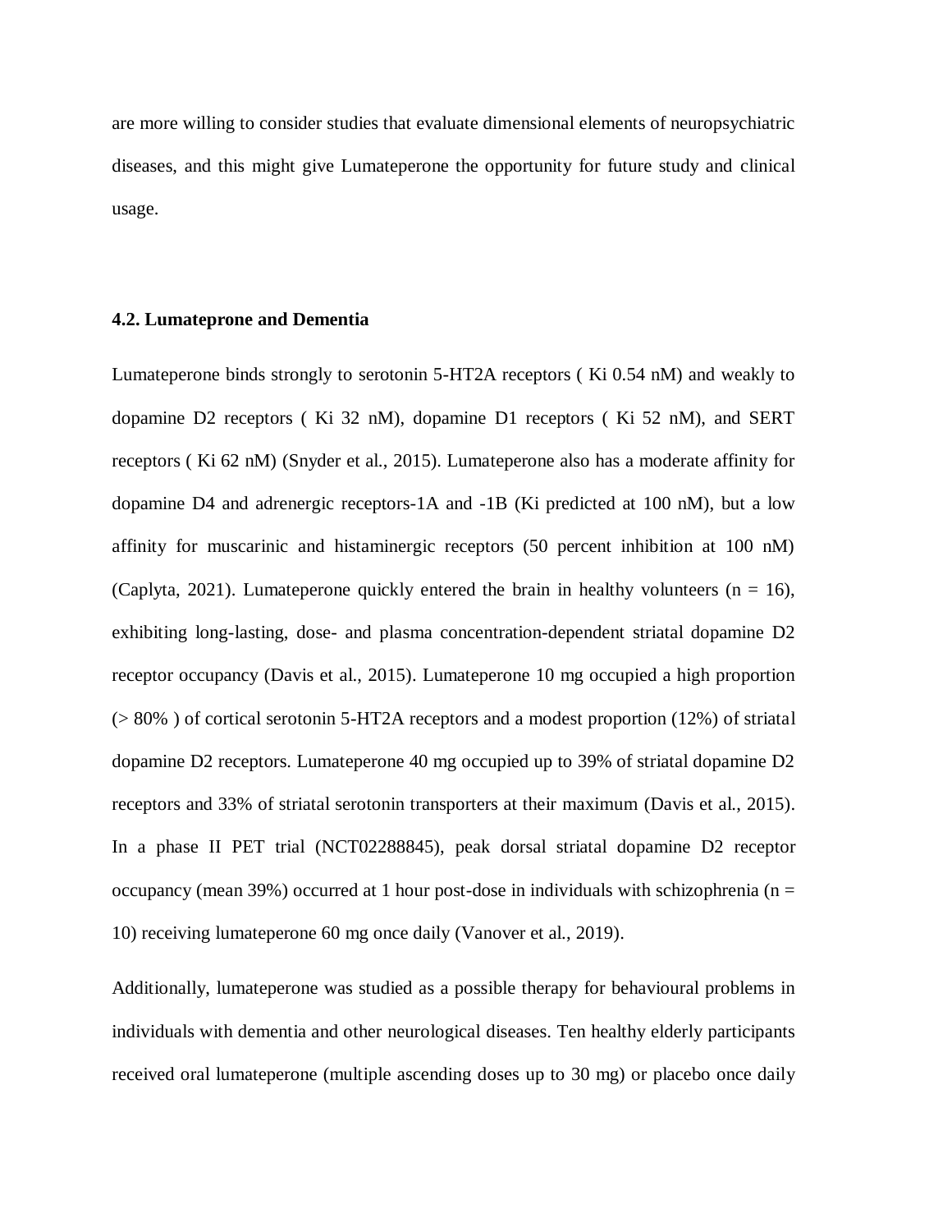are more willing to consider studies that evaluate dimensional elements of neuropsychiatric diseases, and this might give Lumateperone the opportunity for future study and clinical usage.

### 4.2. Lumateprone and Dementia

Lumateperone binds strongly to serotonin 5-HT2A receptors ( Ki 0.54 nM) and weakly to dopamine D2 receptors ( Ki 32 nM), dopamine D1 receptors ( Ki 52 nM), and SERT receptors ( Ki 62 nM) (Snyder et al., 2015). Lumateperone also has a moderate affinity for dopamine D4 and adrenergic receptors-1A and -1B (Ki predicted at 100 nM), but a low affinity for muscarinic and histaminergic receptors (50 percent inhibition at 100 nM) (Caplyta, 2021). Lumateperone quickly entered the brain in healthy volunteers (n = 16), exhibiting long-lasting, dose- and plasma concentration-dependent striatal dopamine D2 receptor occupancy (Davis et al., 2015). Lumateperone 10 mg occupied a high proportion (> 80% ) of cortical serotonin 5-HT2A receptors and a modest proportion (12%) of striatal dopamine D2 receptors. Lumateperone 40 mg occupied up to 39% of striatal dopamine D2 receptors and 33% of striatal serotonin transporters at their maximum (Davis et al., 2015). In a phase II PET trial (NCT02288845), peak dorsal striatal dopamine D2 receptor occupancy (mean 39%) occurred at 1 hour post-dose in individuals with schizophrenia (n = 10) receiving lumateperone 60 mg once daily (Vanover et al., 2019).

Additionally, lumateperone was studied as a possible therapy for behavioural problems in individuals with dementia and other neurological diseases. Ten healthy elderly participants received oral lumateperone (multiple ascending doses up to 30 mg) or placebo once daily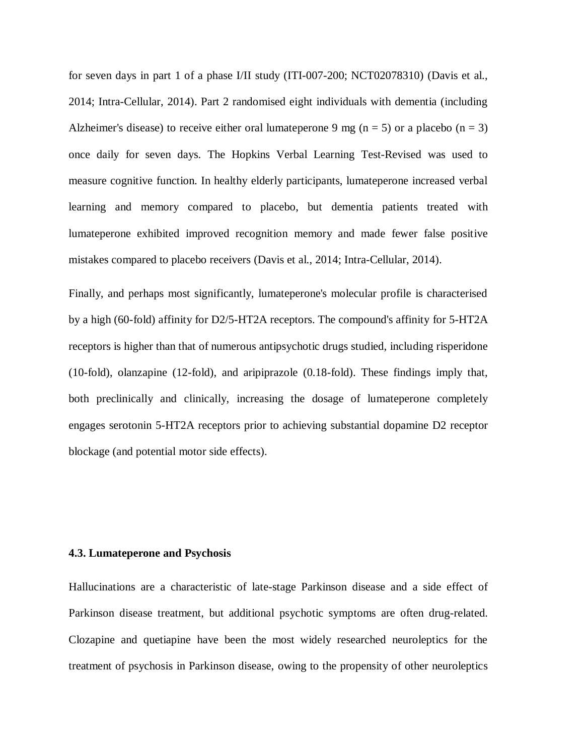for seven days in part 1 of a phase I/II study (ITI-007-200; NCT02078310) (Davis et al., 2014; Intra-Cellular, 2014). Part 2 randomised eight individuals with dementia (including Alzheimer's disease) to receive either oral lumateperone 9 mg (n = 5) or a placebo (n = 3) once daily for seven days. The Hopkins Verbal Learning Test-Revised was used to measure cognitive function. In healthy elderly participants, lumateperone increased verbal learning and memory compared to placebo, but dementia patients treated with lumateperone exhibited improved recognition memory and made fewer false positive mistakes compared to placebo receivers (Davis et al., 2014; Intra-Cellular, 2014).

Finally, and perhaps most significantly, lumateperone's molecular profile is characterised by a high (60-fold) affinity for D2/5-HT2A receptors. The compound's affinity for 5-HT2A receptors is higher than that of numerous antipsychotic drugs studied, including risperidone (10-fold), olanzapine (12-fold), and aripiprazole (0.18-fold). These findings imply that, both preclinically and clinically, increasing the dosage of lumateperone completely engages serotonin 5-HT2A receptors prior to achieving substantial dopamine D2 receptor blockage (and potential motor side effects).

### 4.3. Lumateperone and Psychosis

Hallucinations are a characteristic of late-stage Parkinson disease and a side effect of Parkinson disease treatment, but additional psychotic symptoms are often drug-related. Clozapine and quetiapine have been the most widely researched neuroleptics for the treatment of psychosis in Parkinson disease, owing to the propensity of other neuroleptics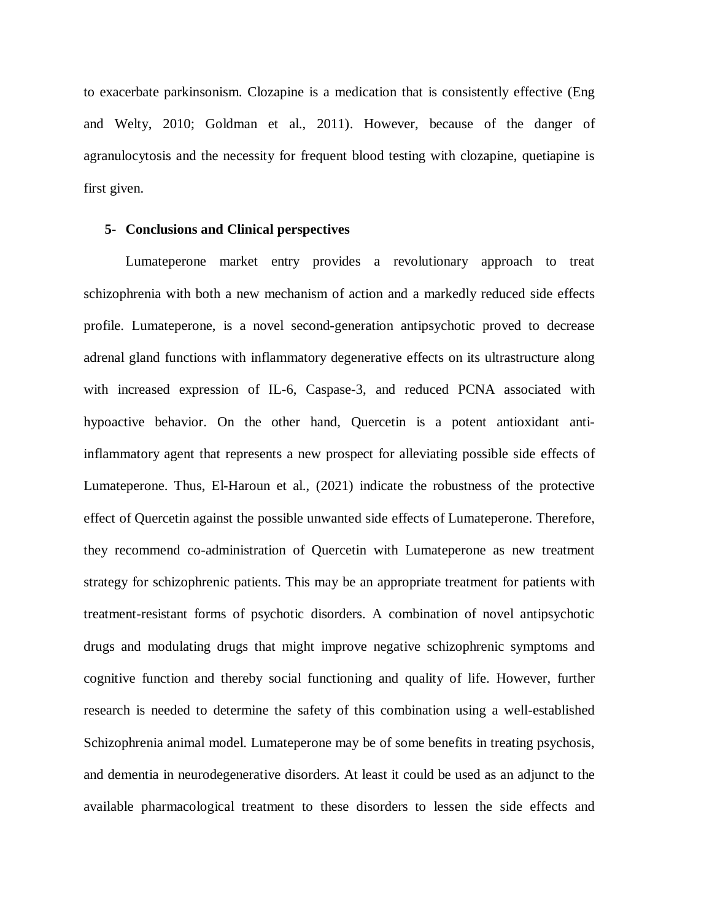to exacerbate parkinsonism. Clozapine is a medication that is consistently effective (Eng and Welty, 2010; Goldman et al., 2011). However, because of the danger of agranulocytosis and the necessity for frequent blood testing with clozapine, quetiapine is first given.

## 5- Conclusions and Clinical perspectives

Lumateperone market entry provides a revolutionary approach to treat schizophrenia with both a new mechanism of action and a markedly reduced side effects profile. Lumateperone, is a novel second-generation antipsychotic proved to decrease adrenal gland functions with inflammatory degenerative effects on its ultrastructure along with increased expression of IL-6, Caspase-3, and reduced PCNA associated with hypoactive behavior. On the other hand, Quercetin is a potent antioxidant anti-inflammatory agent that represents a new prospect for alleviating possible side effects of Lumateperone. Thus, El-Haroun et al., (2021) indicate the robustness of the protective effect of Quercetin against the possible unwanted side effects of Lumateperone. Therefore, they recommend co-administration of Quercetin with Lumateperone as new treatment strategy for schizophrenic patients. This may be an appropriate treatment for patients with treatment-resistant forms of psychotic disorders. A combination of novel antipsychotic drugs and modulating drugs that might improve negative schizophrenic symptoms and cognitive function and thereby social functioning and quality of life. However, further research is needed to determine the safety of this combination using a well-established Schizophrenia animal model. Lumateperone may be of some benefits in treating psychosis, and dementia in neurodegenerative disorders. At least it could be used as an adjunct to the available pharmacological treatment to these disorders to lessen the side effects and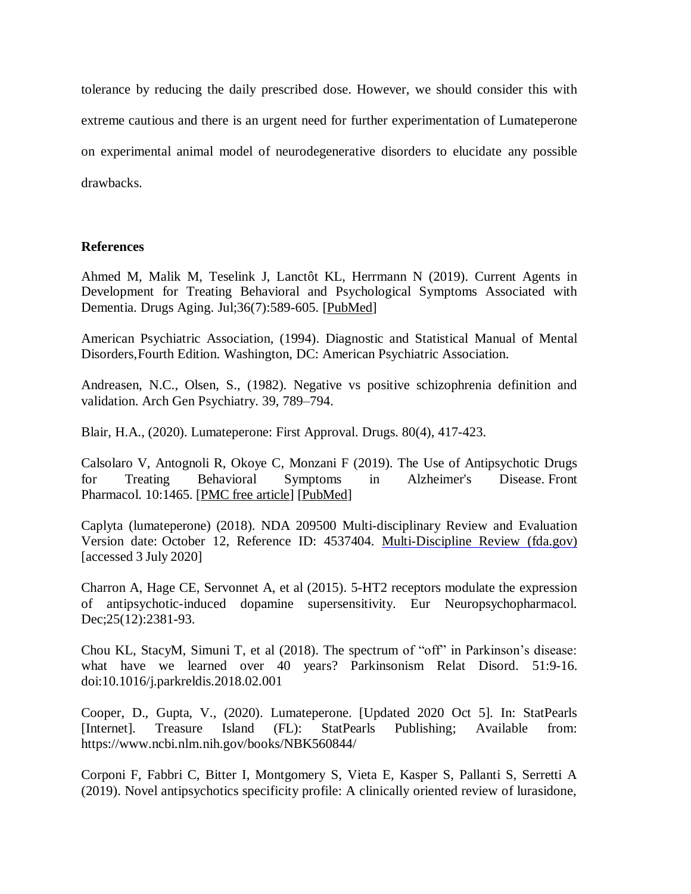tolerance by reducing the daily prescribed dose. However, we should consider this with extreme cautious and there is an urgent need for further experimentation of Lumateperone on experimental animal model of neurodegenerative disorders to elucidate any possible drawbacks.

## References

Ahmed M, Malik M, Teselink J, Lanctôt KL, Herrmann N (2019). Current Agents in Development for Treating Behavioral and Psychological Symptoms Associated with Dementia. Drugs Aging. Jul;36(7):589-605. [PubMed]

American Psychiatric Association, (1994). Diagnostic and Statistical Manual of Mental Disorders,Fourth Edition. Washington, DC: American Psychiatric Association.

Andreasen, N.C., Olsen, S., (1982). Negative vs positive schizophrenia definition and validation. Arch Gen Psychiatry. 39, 789–794.

Blair, H.A., (2020). Lumateperone: First Approval. Drugs. 80(4), 417-423.

Calsolaro V, Antognoli R, Okoye C, Monzani F (2019). The Use of Antipsychotic Drugs for Treating Behavioral Symptoms in Alzheimer's Disease. Front Pharmacol. 10:1465. [PMC free article] [PubMed]

Caplyta (lumateperone) (2018). NDA 209500 Multi-disciplinary Review and Evaluation Version date: October 12, Reference ID: 4537404. Multi-Discipline Review (fda.gov) [accessed 3 July 2020]

Charron A, Hage CE, Servonnet A, et al (2015). 5-HT2 receptors modulate the expression of antipsychotic-induced dopamine supersensitivity. Eur Neuropsychopharmacol. Dec;25(12):2381-93.

Chou KL, StacyM, Simuni T, et al (2018). The spectrum of "off" in Parkinson's disease: what have we learned over 40 years? Parkinsonism Relat Disord. 51:9-16. doi:10.1016/j.parkreldis.2018.02.001

Cooper, D., Gupta, V., (2020). Lumateperone. [Updated 2020 Oct 5]. In: StatPearls [Internet]. Treasure Island (FL): StatPearls Publishing; Available from: https://www.ncbi.nlm.nih.gov/books/NBK560844/

Corponi F, Fabbri C, Bitter I, Montgomery S, Vieta E, Kasper S, Pallanti S, Serretti A (2019). Novel antipsychotics specificity profile: A clinically oriented review of lurasidone,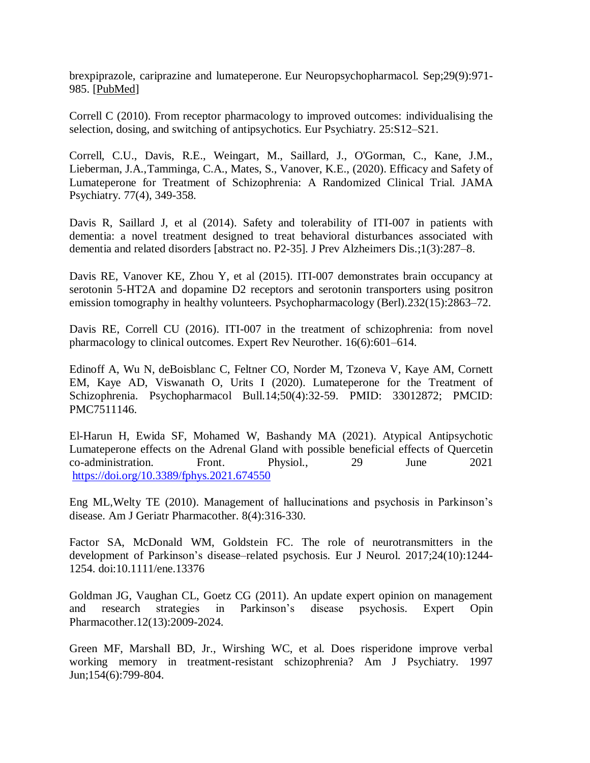brexpiprazole, cariprazine and lumateperone. Eur Neuropsychopharmacol. Sep;29(9):971-985. [PubMed]

Correll C (2010). From receptor pharmacology to improved outcomes: individualising the selection, dosing, and switching of antipsychotics. Eur Psychiatry. 25:S12–S21.

Correll, C.U., Davis, R.E., Weingart, M., Saillard, J., O'Gorman, C., Kane, J.M., Lieberman, J.A.,Tamminga, C.A., Mates, S., Vanover, K.E., (2020). Efficacy and Safety of Lumateperone for Treatment of Schizophrenia: A Randomized Clinical Trial. JAMA Psychiatry. 77(4), 349-358.

Davis R, Saillard J, et al (2014). Safety and tolerability of ITI-007 in patients with dementia: a novel treatment designed to treat behavioral disturbances associated with dementia and related disorders [abstract no. P2-35]. J Prev Alzheimers Dis.;1(3):287–8.

Davis RE, Vanover KE, Zhou Y, et al (2015). ITI-007 demonstrates brain occupancy at serotonin 5-HT2A and dopamine D2 receptors and serotonin transporters using positron emission tomography in healthy volunteers. Psychopharmacology (Berl).232(15):2863–72.

Davis RE, Correll CU (2016). ITI-007 in the treatment of schizophrenia: from novel pharmacology to clinical outcomes. Expert Rev Neurother. 16(6):601–614.

Edinoff A, Wu N, deBoisblanc C, Feltner CO, Norder M, Tzoneva V, Kaye AM, Cornett EM, Kaye AD, Viswanath O, Urits I (2020). Lumateperone for the Treatment of Schizophrenia. Psychopharmacol Bull.14;50(4):32-59. PMID: 33012872; PMCID: PMC7511146.

El-Harun H, Ewida SF, Mohamed W, Bashandy MA (2021). Atypical Antipsychotic Lumateperone effects on the Adrenal Gland with possible beneficial effects of Quercetin co-administration. Front. Physiol., 29 June 2021 https://doi.org/10.3389/fphys.2021.674550

Eng ML,Welty TE (2010). Management of hallucinations and psychosis in Parkinson's disease. Am J Geriatr Pharmacother. 8(4):316-330.

Factor SA, McDonald WM, Goldstein FC. The role of neurotransmitters in the development of Parkinson's disease–related psychosis. Eur J Neurol. 2017;24(10):1244-1254. doi:10.1111/ene.13376

Goldman JG, Vaughan CL, Goetz CG (2011). An update expert opinion on management and research strategies in Parkinson's disease psychosis. Expert Opin Pharmacother.12(13):2009-2024.

Green MF, Marshall BD, Jr., Wirshing WC, et al. Does risperidone improve verbal working memory in treatment-resistant schizophrenia? Am J Psychiatry. 1997 Jun;154(6):799-804.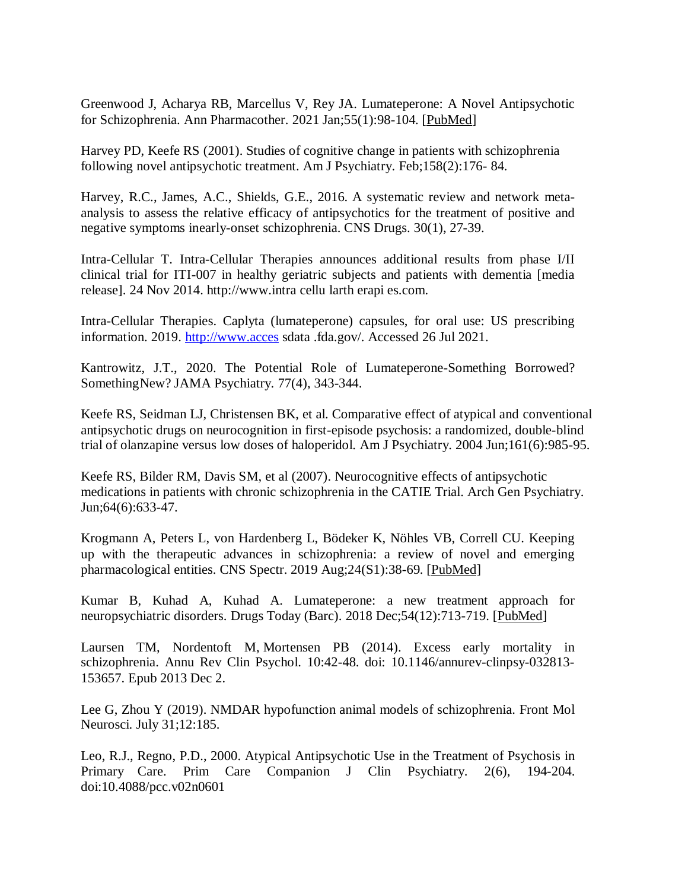Greenwood J, Acharya RB, Marcellus V, Rey JA. Lumateperone: A Novel Antipsychotic for Schizophrenia. Ann Pharmacother. 2021 Jan;55(1):98-104. [PubMed]

Harvey PD, Keefe RS (2001). Studies of cognitive change in patients with schizophrenia following novel antipsychotic treatment. Am J Psychiatry. Feb;158(2):176- 84.

Harvey, R.C., James, A.C., Shields, G.E., 2016. A systematic review and network meta-analysis to assess the relative efficacy of antipsychotics for the treatment of positive and negative symptoms inearly-onset schizophrenia. CNS Drugs. 30(1), 27-39.

Intra-Cellular T. Intra-Cellular Therapies announces additional results from phase I/II clinical trial for ITI-007 in healthy geriatric subjects and patients with dementia [media release]. 24 Nov 2014. http://www.intra cellu larth erapi es.com.

Intra-Cellular Therapies. Caplyta (lumateperone) capsules, for oral use: US prescribing information. 2019. http://www.acces sdata .fda.gov/. Accessed 26 Jul 2021.

Kantrowitz, J.T., 2020. The Potential Role of Lumateperone-Something Borrowed? SomethingNew? JAMA Psychiatry. 77(4), 343-344.

Keefe RS, Seidman LJ, Christensen BK, et al. Comparative effect of atypical and conventional antipsychotic drugs on neurocognition in first-episode psychosis: a randomized, double-blind trial of olanzapine versus low doses of haloperidol. Am J Psychiatry. 2004 Jun;161(6):985-95.

Keefe RS, Bilder RM, Davis SM, et al (2007). Neurocognitive effects of antipsychotic medications in patients with chronic schizophrenia in the CATIE Trial. Arch Gen Psychiatry. Jun;64(6):633-47.

Krogmann A, Peters L, von Hardenberg L, Bödeker K, Nöhles VB, Correll CU. Keeping up with the therapeutic advances in schizophrenia: a review of novel and emerging pharmacological entities. CNS Spectr. 2019 Aug;24(S1):38-69. [PubMed]

Kumar B, Kuhad A, Kuhad A. Lumateperone: a new treatment approach for neuropsychiatric disorders. Drugs Today (Barc). 2018 Dec;54(12):713-719. [PubMed]

Laursen TM, Nordentoft M, Mortensen PB (2014). Excess early mortality in schizophrenia. Annu Rev Clin Psychol. 10:42-48. doi: 10.1146/annurev-clinpsy-032813-153657. Epub 2013 Dec 2.

Lee G, Zhou Y (2019). NMDAR hypofunction animal models of schizophrenia. Front Mol Neurosci. July 31;12:185.

Leo, R.J., Regno, P.D., 2000. Atypical Antipsychotic Use in the Treatment of Psychosis in Primary Care. Prim Care Companion J Clin Psychiatry. 2(6), 194-204. doi:10.4088/pcc.v02n0601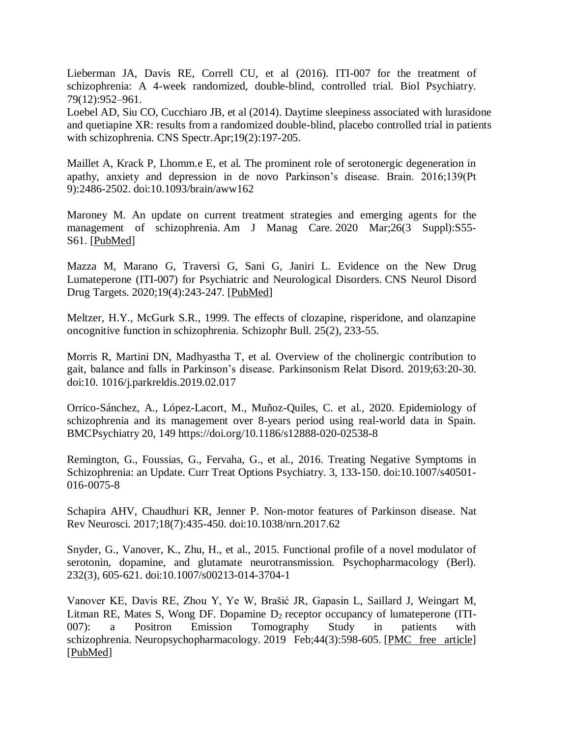Lieberman JA, Davis RE, Correll CU, et al (2016). ITI-007 for the treatment of schizophrenia: A 4-week randomized, double-blind, controlled trial. Biol Psychiatry. 79(12):952–961.
Loebel AD, Siu CO, Cucchiaro JB, et al (2014). Daytime sleepiness associated with lurasidone and quetiapine XR: results from a randomized double-blind, placebo controlled trial in patients with schizophrenia. CNS Spectr.Apr;19(2):197-205.

Maillet A, Krack P, Lhomm.e E, et al. The prominent role of serotonergic degeneration in apathy, anxiety and depression in de novo Parkinson's disease. Brain. 2016;139(Pt 9):2486-2502. doi:10.1093/brain/aww162

Maroney M. An update on current treatment strategies and emerging agents for the management of schizophrenia. Am J Manag Care. 2020 Mar;26(3 Suppl):S55-S61. [PubMed]

Mazza M, Marano G, Traversi G, Sani G, Janiri L. Evidence on the New Drug Lumateperone (ITI-007) for Psychiatric and Neurological Disorders. CNS Neurol Disord Drug Targets. 2020;19(4):243-247. [PubMed]

Meltzer, H.Y., McGurk S.R., 1999. The effects of clozapine, risperidone, and olanzapine oncognitive function in schizophrenia. Schizophr Bull. 25(2), 233-55.

Morris R, Martini DN, Madhyastha T, et al. Overview of the cholinergic contribution to gait, balance and falls in Parkinson's disease. Parkinsonism Relat Disord. 2019;63:20-30. doi:10. 1016/j.parkreldis.2019.02.017

Orrico-Sánchez, A., López-Lacort, M., Muñoz-Quiles, C. et al., 2020. Epidemiology of schizophrenia and its management over 8-years period using real-world data in Spain. BMCPsychiatry 20, 149 https://doi.org/10.1186/s12888-020-02538-8

Remington, G., Foussias, G., Fervaha, G., et al., 2016. Treating Negative Symptoms in Schizophrenia: an Update. Curr Treat Options Psychiatry. 3, 133-150. doi:10.1007/s40501-016-0075-8

Schapira AHV, Chaudhuri KR, Jenner P. Non-motor features of Parkinson disease. Nat Rev Neurosci. 2017;18(7):435-450. doi:10.1038/nrn.2017.62

Snyder, G., Vanover, K., Zhu, H., et al., 2015. Functional profile of a novel modulator of serotonin, dopamine, and glutamate neurotransmission. Psychopharmacology (Berl). 232(3), 605-621. doi:10.1007/s00213-014-3704-1

Vanover KE, Davis RE, Zhou Y, Ye W, Brašić JR, Gapasin L, Saillard J, Weingart M, Litman RE, Mates S, Wong DF. Dopamine $D_2$ receptor occupancy of lumateperone (ITI-007): a Positron Emission Tomography Study in patients with schizophrenia. Neuropsychopharmacology. 2019 Feb;44(3):598-605. [PMC free article] [PubMed]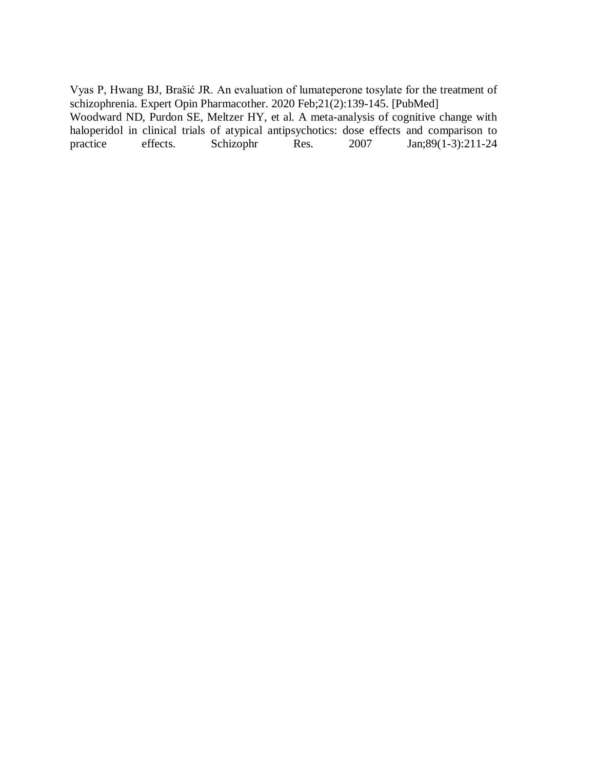Vyas P, Hwang BJ, Brašić JR. An evaluation of lumateperone tosylate for the treatment of schizophrenia. Expert Opin Pharmacother. 2020 Feb;21(2):139-145. [PubMed]

Woodward ND, Purdon SE, Meltzer HY, et al. A meta-analysis of cognitive change with haloperidol in clinical trials of atypical antipsychotics: dose effects and comparison to practice effects. Schizophr Res. 2007 Jan;89(1-3):211-24